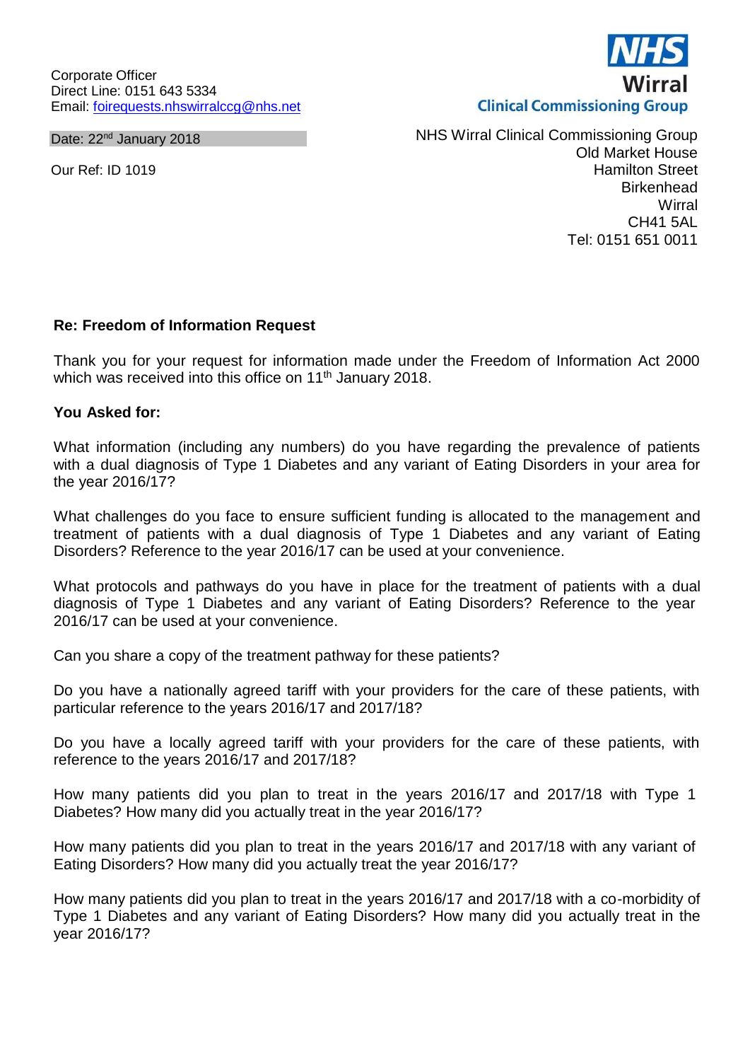Corporate Officer
Direct Line: 0151 643 5334
Email: foirequests.nhswirralccg@nhs.net

NHS Wirral Clinical Commissioning Group

Date: 22nd January 2018

Our Ref: ID 1019

NHS Wirral Clinical Commissioning Group
Old Market House
Hamilton Street
Birkenhead
Wirral
CH41 5AL
Tel: 0151 651 0011

**Re: Freedom of Information Request**

Thank you for your request for information made under the Freedom of Information Act 2000 which was received into this office on 11th January 2018.

**You Asked for:**

What information (including any numbers) do you have regarding the prevalence of patients with a dual diagnosis of Type 1 Diabetes and any variant of Eating Disorders in your area for the year 2016/17?

What challenges do you face to ensure sufficient funding is allocated to the management and treatment of patients with a dual diagnosis of Type 1 Diabetes and any variant of Eating Disorders? Reference to the year 2016/17 can be used at your convenience.

What protocols and pathways do you have in place for the treatment of patients with a dual diagnosis of Type 1 Diabetes and any variant of Eating Disorders? Reference to the year 2016/17 can be used at your convenience.

Can you share a copy of the treatment pathway for these patients?

Do you have a nationally agreed tariff with your providers for the care of these patients, with particular reference to the years 2016/17 and 2017/18?

Do you have a locally agreed tariff with your providers for the care of these patients, with reference to the years 2016/17 and 2017/18?

How many patients did you plan to treat in the years 2016/17 and 2017/18 with Type 1 Diabetes? How many did you actually treat in the year 2016/17?

How many patients did you plan to treat in the years 2016/17 and 2017/18 with any variant of Eating Disorders? How many did you actually treat the year 2016/17?

How many patients did you plan to treat in the years 2016/17 and 2017/18 with a co-morbidity of Type 1 Diabetes and any variant of Eating Disorders? How many did you actually treat in the year 2016/17?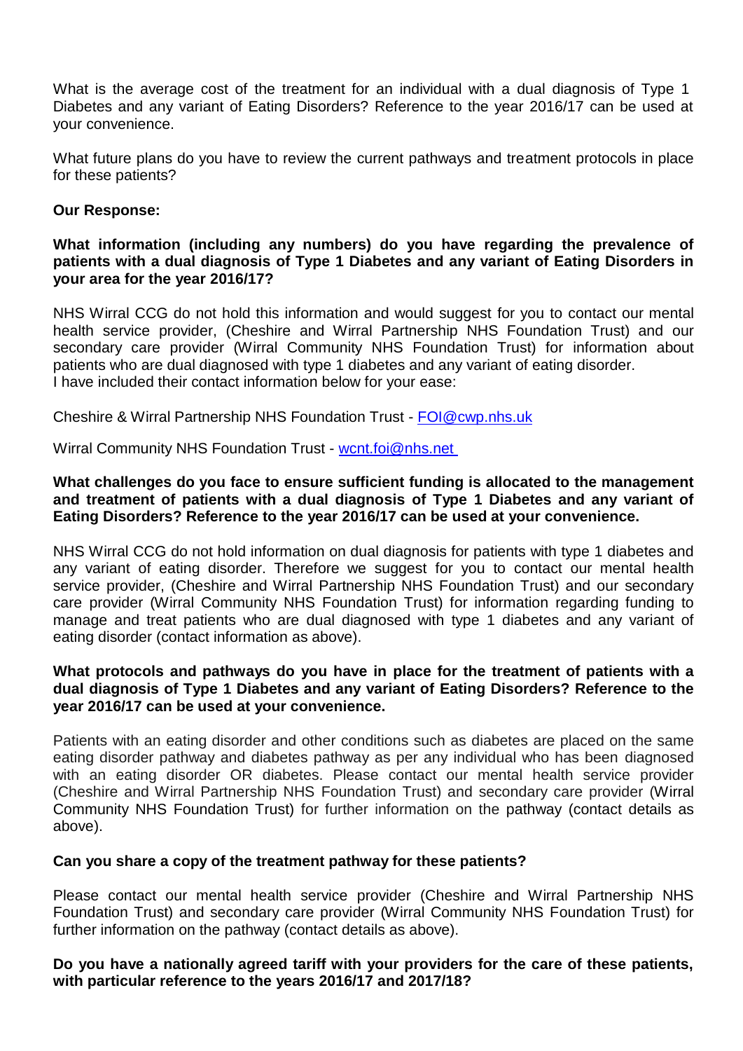What is the average cost of the treatment for an individual with a dual diagnosis of Type 1 Diabetes and any variant of Eating Disorders? Reference to the year 2016/17 can be used at your convenience.

What future plans do you have to review the current pathways and treatment protocols in place for these patients?

**Our Response:**

**What information (including any numbers) do you have regarding the prevalence of patients with a dual diagnosis of Type 1 Diabetes and any variant of Eating Disorders in your area for the year 2016/17?**

NHS Wirral CCG do not hold this information and would suggest for you to contact our mental health service provider, (Cheshire and Wirral Partnership NHS Foundation Trust) and our secondary care provider (Wirral Community NHS Foundation Trust) for information about patients who are dual diagnosed with type 1 diabetes and any variant of eating disorder.
I have included their contact information below for your ease:

Cheshire & Wirral Partnership NHS Foundation Trust - FOI@cwp.nhs.uk

Wirral Community NHS Foundation Trust - wcnt.foi@nhs.net

**What challenges do you face to ensure sufficient funding is allocated to the management and treatment of patients with a dual diagnosis of Type 1 Diabetes and any variant of Eating Disorders? Reference to the year 2016/17 can be used at your convenience.**

NHS Wirral CCG do not hold information on dual diagnosis for patients with type 1 diabetes and any variant of eating disorder. Therefore we suggest for you to contact our mental health service provider, (Cheshire and Wirral Partnership NHS Foundation Trust) and our secondary care provider (Wirral Community NHS Foundation Trust) for information regarding funding to manage and treat patients who are dual diagnosed with type 1 diabetes and any variant of eating disorder (contact information as above).

**What protocols and pathways do you have in place for the treatment of patients with a dual diagnosis of Type 1 Diabetes and any variant of Eating Disorders? Reference to the year 2016/17 can be used at your convenience.**

Patients with an eating disorder and other conditions such as diabetes are placed on the same eating disorder pathway and diabetes pathway as per any individual who has been diagnosed with an eating disorder OR diabetes. Please contact our mental health service provider (Cheshire and Wirral Partnership NHS Foundation Trust) and secondary care provider (Wirral Community NHS Foundation Trust) for further information on the pathway (contact details as above).

**Can you share a copy of the treatment pathway for these patients?**

Please contact our mental health service provider (Cheshire and Wirral Partnership NHS Foundation Trust) and secondary care provider (Wirral Community NHS Foundation Trust) for further information on the pathway (contact details as above).

**Do you have a nationally agreed tariff with your providers for the care of these patients, with particular reference to the years 2016/17 and 2017/18?**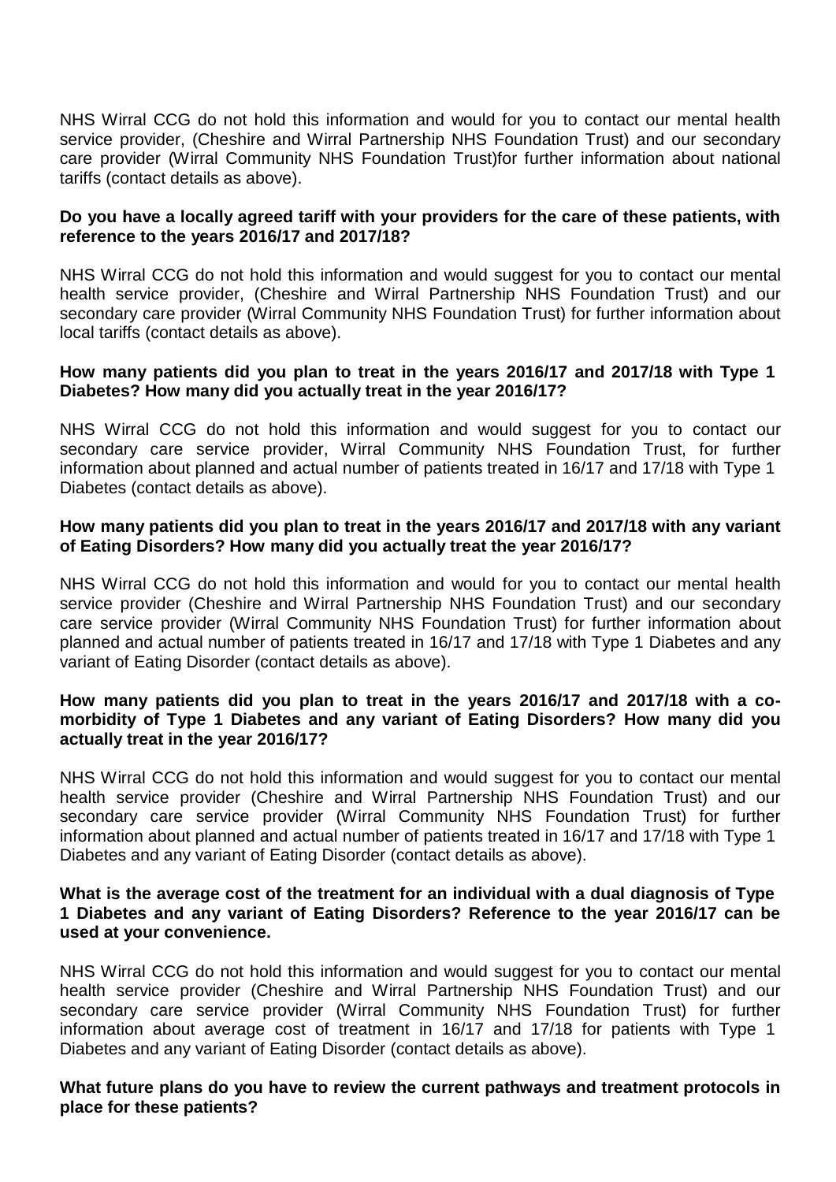NHS Wirral CCG do not hold this information and would for you to contact our mental health service provider, (Cheshire and Wirral Partnership NHS Foundation Trust) and our secondary care provider (Wirral Community NHS Foundation Trust)for further information about national tariffs (contact details as above).

**Do you have a locally agreed tariff with your providers for the care of these patients, with reference to the years 2016/17 and 2017/18?**

NHS Wirral CCG do not hold this information and would suggest for you to contact our mental health service provider, (Cheshire and Wirral Partnership NHS Foundation Trust) and our secondary care provider (Wirral Community NHS Foundation Trust) for further information about local tariffs (contact details as above).

**How many patients did you plan to treat in the years 2016/17 and 2017/18 with Type 1 Diabetes? How many did you actually treat in the year 2016/17?**

NHS Wirral CCG do not hold this information and would suggest for you to contact our secondary care service provider, Wirral Community NHS Foundation Trust, for further information about planned and actual number of patients treated in 16/17 and 17/18 with Type 1 Diabetes (contact details as above).

**How many patients did you plan to treat in the years 2016/17 and 2017/18 with any variant of Eating Disorders? How many did you actually treat the year 2016/17?**

NHS Wirral CCG do not hold this information and would for you to contact our mental health service provider (Cheshire and Wirral Partnership NHS Foundation Trust) and our secondary care service provider (Wirral Community NHS Foundation Trust) for further information about planned and actual number of patients treated in 16/17 and 17/18 with Type 1 Diabetes and any variant of Eating Disorder (contact details as above).

**How many patients did you plan to treat in the years 2016/17 and 2017/18 with a co-morbidity of Type 1 Diabetes and any variant of Eating Disorders? How many did you actually treat in the year 2016/17?**

NHS Wirral CCG do not hold this information and would suggest for you to contact our mental health service provider (Cheshire and Wirral Partnership NHS Foundation Trust) and our secondary care service provider (Wirral Community NHS Foundation Trust) for further information about planned and actual number of patients treated in 16/17 and 17/18 with Type 1 Diabetes and any variant of Eating Disorder (contact details as above).

**What is the average cost of the treatment for an individual with a dual diagnosis of Type 1 Diabetes and any variant of Eating Disorders? Reference to the year 2016/17 can be used at your convenience.**

NHS Wirral CCG do not hold this information and would suggest for you to contact our mental health service provider (Cheshire and Wirral Partnership NHS Foundation Trust) and our secondary care service provider (Wirral Community NHS Foundation Trust) for further information about average cost of treatment in 16/17 and 17/18 for patients with Type 1 Diabetes and any variant of Eating Disorder (contact details as above).

**What future plans do you have to review the current pathways and treatment protocols in place for these patients?**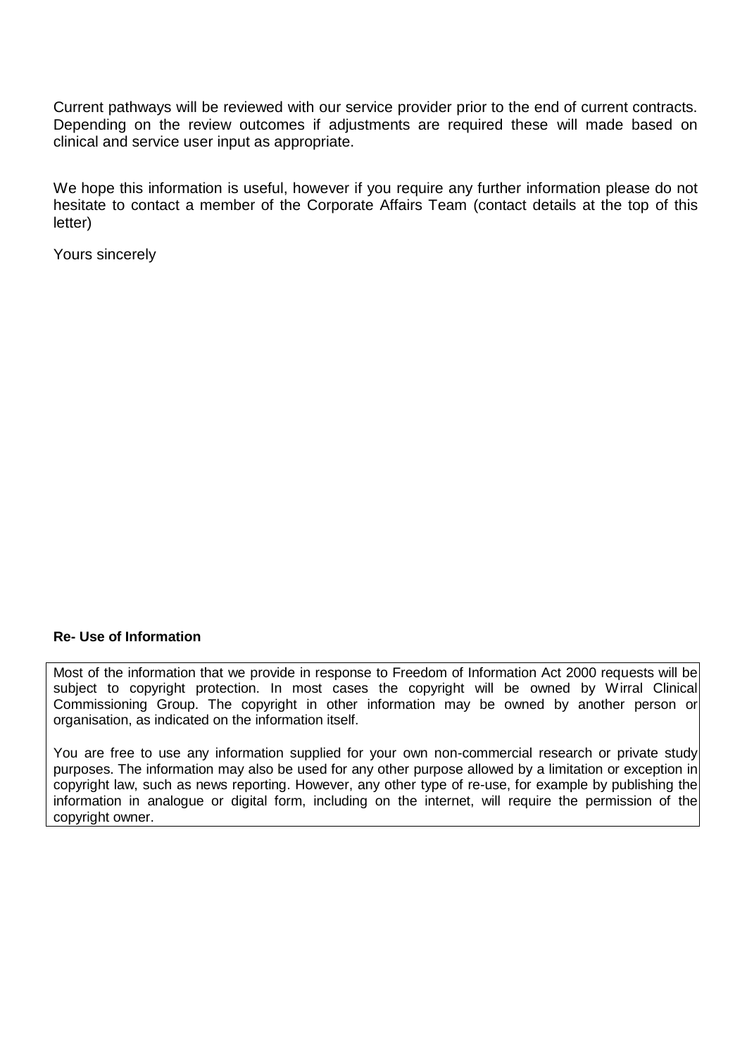Current pathways will be reviewed with our service provider prior to the end of current contracts. Depending on the review outcomes if adjustments are required these will made based on clinical and service user input as appropriate.

We hope this information is useful, however if you require any further information please do not hesitate to contact a member of the Corporate Affairs Team (contact details at the top of this letter)

Yours sincerely

**Re- Use of Information**

Most of the information that we provide in response to Freedom of Information Act 2000 requests will be subject to copyright protection. In most cases the copyright will be owned by Wirral Clinical Commissioning Group. The copyright in other information may be owned by another person or organisation, as indicated on the information itself.

You are free to use any information supplied for your own non-commercial research or private study purposes. The information may also be used for any other purpose allowed by a limitation or exception in copyright law, such as news reporting. However, any other type of re-use, for example by publishing the information in analogue or digital form, including on the internet, will require the permission of the copyright owner.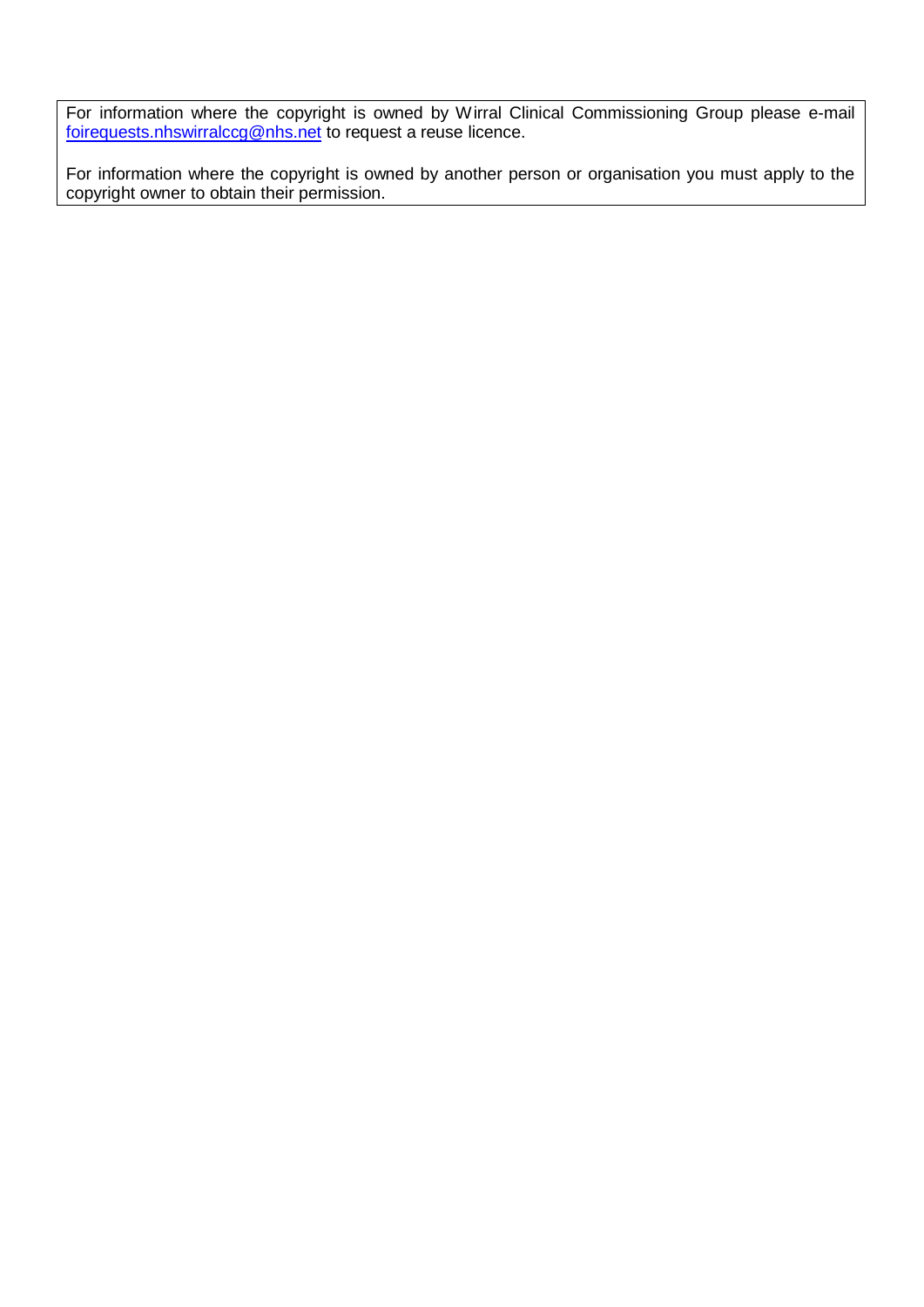For information where the copyright is owned by Wirral Clinical Commissioning Group please e-mail foirequests.nhswirralccg@nhs.net to request a reuse licence.

For information where the copyright is owned by another person or organisation you must apply to the copyright owner to obtain their permission.